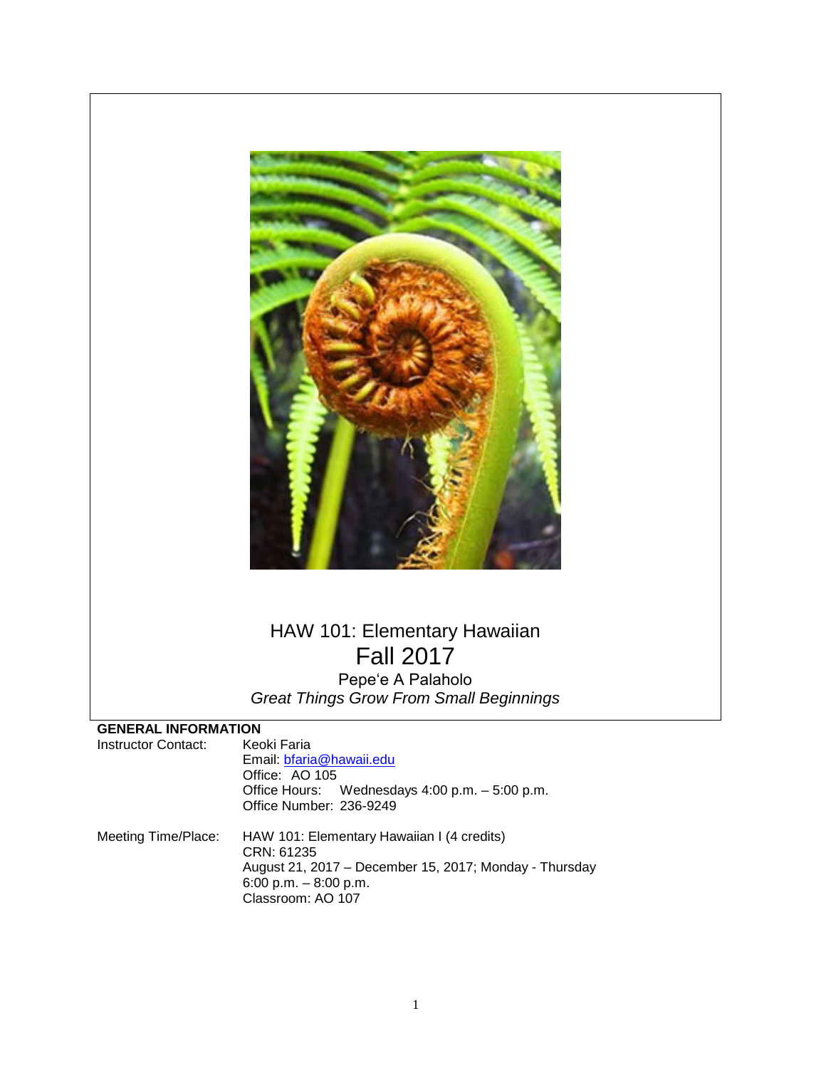# HAW 101: Elementary Hawaiian

## Fall 2017

Pepeʻe A Palaholo

*Great Things Grow From Small Beginnings*

**GENERAL INFORMATION**

Instructor Contact: Keoki Faria
Email: bfaria@hawaii.edu
Office: AO 105
Office Hours: Wednesdays 4:00 p.m. – 5:00 p.m.
Office Number: 236-9249

Meeting Time/Place: HAW 101: Elementary Hawaiian I (4 credits)
CRN: 61235
August 21, 2017 – December 15, 2017; Monday - Thursday
6:00 p.m. – 8:00 p.m.
Classroom: AO 107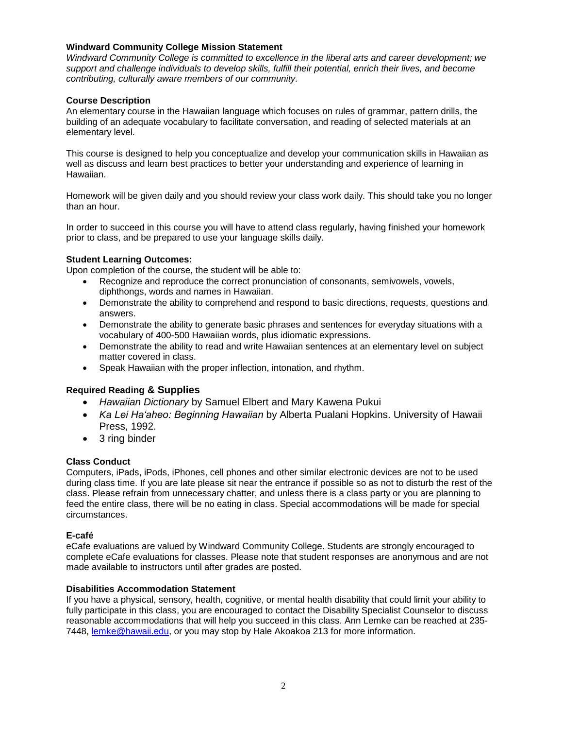### Windward Community College Mission Statement

*Windward Community College is committed to excellence in the liberal arts and career development; we support and challenge individuals to develop skills, fulfill their potential, enrich their lives, and become contributing, culturally aware members of our community.*

### Course Description

An elementary course in the Hawaiian language which focuses on rules of grammar, pattern drills, the building of an adequate vocabulary to facilitate conversation, and reading of selected materials at an elementary level.

This course is designed to help you conceptualize and develop your communication skills in Hawaiian as well as discuss and learn best practices to better your understanding and experience of learning in Hawaiian.

Homework will be given daily and you should review your class work daily. This should take you no longer than an hour.

In order to succeed in this course you will have to attend class regularly, having finished your homework prior to class, and be prepared to use your language skills daily.

### Student Learning Outcomes:

Upon completion of the course, the student will be able to:

- Recognize and reproduce the correct pronunciation of consonants, semivowels, vowels, diphthongs, words and names in Hawaiian.
- Demonstrate the ability to comprehend and respond to basic directions, requests, questions and answers.
- Demonstrate the ability to generate basic phrases and sentences for everyday situations with a vocabulary of 400-500 Hawaiian words, plus idiomatic expressions.
- Demonstrate the ability to read and write Hawaiian sentences at an elementary level on subject matter covered in class.
- Speak Hawaiian with the proper inflection, intonation, and rhythm.

### Required Reading & Supplies

- *Hawaiian Dictionary* by Samuel Elbert and Mary Kawena Pukui
- *Ka Lei Haʻaheo: Beginning Hawaiian* by Alberta Pualani Hopkins. University of Hawaii Press, 1992.
- 3 ring binder

### Class Conduct

Computers, iPads, iPods, iPhones, cell phones and other similar electronic devices are not to be used during class time. If you are late please sit near the entrance if possible so as not to disturb the rest of the class. Please refrain from unnecessary chatter, and unless there is a class party or you are planning to feed the entire class, there will be no eating in class. Special accommodations will be made for special circumstances.

### E-café

eCafe evaluations are valued by Windward Community College. Students are strongly encouraged to complete eCafe evaluations for classes. Please note that student responses are anonymous and are not made available to instructors until after grades are posted.

### Disabilities Accommodation Statement

If you have a physical, sensory, health, cognitive, or mental health disability that could limit your ability to fully participate in this class, you are encouraged to contact the Disability Specialist Counselor to discuss reasonable accommodations that will help you succeed in this class. Ann Lemke can be reached at 235-7448, lemke@hawaii.edu, or you may stop by Hale Akoakoa 213 for more information.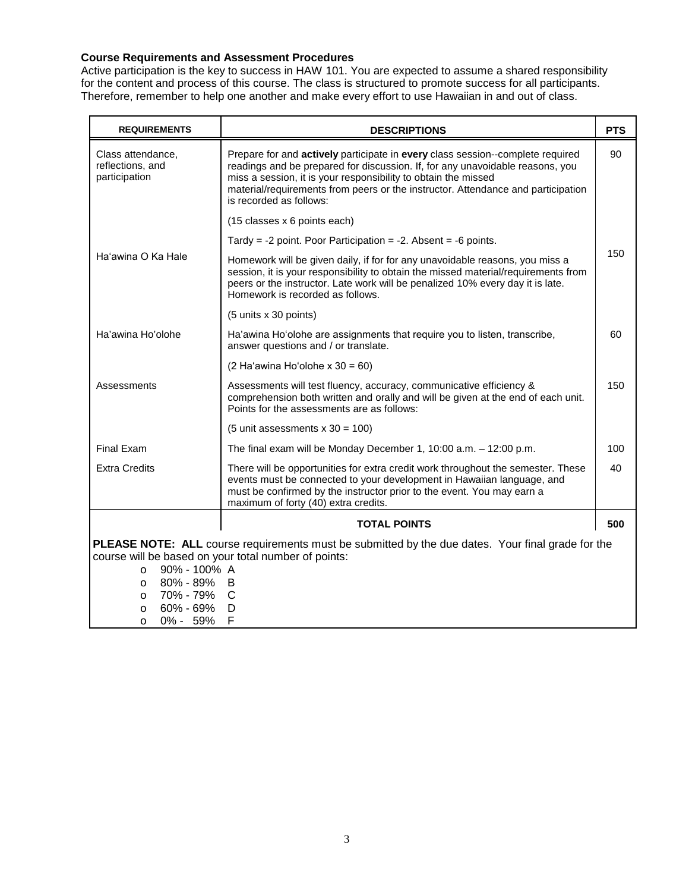**Course Requirements and Assessment Procedures**

Active participation is the key to success in HAW 101. You are expected to assume a shared responsibility for the content and process of this course. The class is structured to promote success for all participants. Therefore, remember to help one another and make every effort to use Hawaiian in and out of class.

| REQUIREMENTS | DESCRIPTIONS | PTS |
|---|---|---|
| Class attendance, reflections, and participation | Prepare for and **actively** participate in **every** class session--complete required readings and be prepared for discussion. If, for any unavoidable reasons, you miss a session, it is your responsibility to obtain the missed material/requirements from peers or the instructor. Attendance and participation is recorded as follows: | 90 |
| | (15 classes x 6 points each) | |
| | Tardy = -2 point. Poor Participation = -2. Absent = -6 points. | |
| Ha'awina O Ka Hale | Homework will be given daily, if for for any unavoidable reasons, you miss a session, it is your responsibility to obtain the missed material/requirements from peers or the instructor. Late work will be penalized 10% every day it is late. Homework is recorded as follows. | 150 |
| | (5 units x 30 points) | |
| Ha'awina Ho'olohe | Ha'awina Ho'olohe are assignments that require you to listen, transcribe, answer questions and / or translate. | 60 |
| | (2 Ha'awina Ho'olohe x 30 = 60) | |
| Assessments | Assessments will test fluency, accuracy, communicative efficiency & comprehension both written and orally and will be given at the end of each unit. Points for the assessments are as follows: | 150 |
| | (5 unit assessments x 30 = 100) | |
| Final Exam | The final exam will be Monday December 1, 10:00 a.m. – 12:00 p.m. | 100 |
| Extra Credits | There will be opportunities for extra credit work throughout the semester. These events must be connected to your development in Hawaiian language, and must be confirmed by the instructor prior to the event. You may earn a maximum of forty (40) extra credits. | 40 |
| | **TOTAL POINTS** | **500** |

**PLEASE NOTE: ALL** course requirements must be submitted by the due dates. Your final grade for the course will be based on your total number of points:

- 90% - 100% A
- 80% - 89% B
- 70% - 79% C
- 60% - 69% D
- 0% - 59% F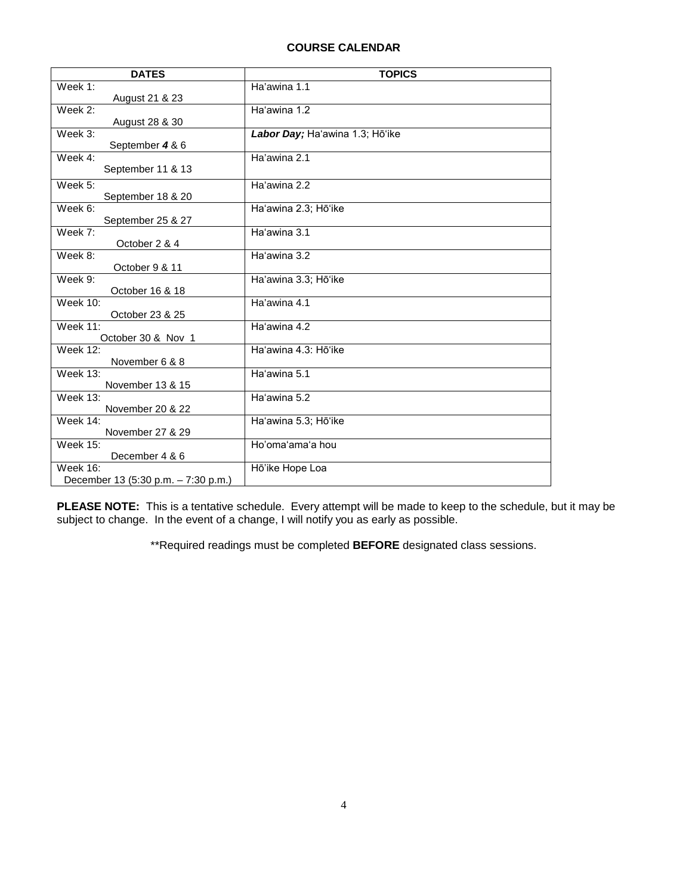**COURSE CALENDAR**

| DATES | TOPICS |
|---|---|
| Week 1: August 21 & 23 | Ha'awina 1.1 |
| Week 2: August 28 & 30 | Haʻawina 1.2 |
| Week 3: September ***4*** & 6 | ***Labor Day;*** Haʻawina 1.3; Hōʻike |
| Week 4: September 11 & 13 | Ha'awina 2.1 |
| Week 5: September 18 & 20 | Ha'awina 2.2 |
| Week 6: September 25 & 27 | Haʻawina 2.3; Hōʻike |
| Week 7: October 2 & 4 | Haʻawina 3.1 |
| Week 8: October 9 & 11 | Haʻawina 3.2 |
| Week 9: October 16 & 18 | Ha'awina 3.3; Hōʻike |
| Week 10: October 23 & 25 | Haʻawina 4.1 |
| Week 11: October 30 & Nov 1 | Haʻawina 4.2 |
| Week 12: November 6 & 8 | Haʻawina 4.3: Hōʻike |
| Week 13: November 13 & 15 | Haʻawina 5.1 |
| Week 13: November 20 & 22 | Haʻawina 5.2 |
| Week 14: November 27 & 29 | Haʻawina 5.3; Hōʻike |
| Week 15: December 4 & 6 | Ho'omaʻamaʻa hou |
| Week 16: December 13 (5:30 p.m. – 7:30 p.m.) | Hō'ike Hope Loa |

**PLEASE NOTE:** This is a tentative schedule. Every attempt will be made to keep to the schedule, but it may be subject to change. In the event of a change, I will notify you as early as possible.

**Required readings must be completed **BEFORE** designated class sessions.